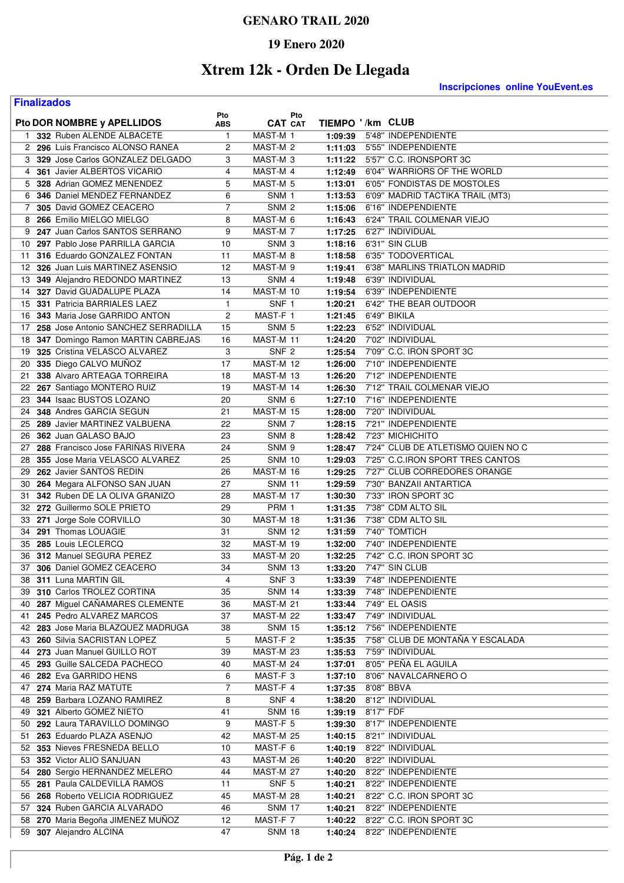# GENARO TRAIL 2020

## 19 Enero 2020

# Xtrem 12k - Orden De Llegada

**Inscripciones online YouEvent.es**

### Finalizados

| Pto | DOR | NOMBRE y APELLIDOS | Pto ABS | CAT | Pto CAT | TIEMPO | '/km | CLUB |
|---|---|---|---|---|---|---|---|---|
| 1 | **332** | Ruben ALENDE ALBACETE | 1 | MAST-M | 1 | **1:09:39** | 5'48" | INDEPENDIENTE |
| 2 | **296** | Luis Francisco ALONSO RANEA | 2 | MAST-M | 2 | **1:11:03** | 5'55" | INDEPENDIENTE |
| 3 | **329** | Jose Carlos GONZALEZ DELGADO | 3 | MAST-M | 3 | **1:11:22** | 5'57" | C.C. IRONSPORT 3C |
| 4 | **361** | Javier ALBERTOS VICARIO | 4 | MAST-M | 4 | **1:12:49** | 6'04" | WARRIORS OF THE WORLD |
| 5 | **328** | Adrian GOMEZ MENENDEZ | 5 | MAST-M | 5 | **1:13:01** | 6'05" | FONDISTAS DE MOSTOLES |
| 6 | **346** | Daniel MENDEZ FERNANDEZ | 6 | SNM | 1 | **1:13:53** | 6'09" | MADRID TACTIKA TRAIL (MT3) |
| 7 | **305** | David GOMEZ CEACERO | 7 | SNM | 2 | **1:15:06** | 6'16" | INDEPENDIENTE |
| 8 | **266** | Emilio MIELGO MIELGO | 8 | MAST-M | 6 | **1:16:43** | 6'24" | TRAIL COLMENAR VIEJO |
| 9 | **247** | Juan Carlos SANTOS SERRANO | 9 | MAST-M | 7 | **1:17:25** | 6'27" | INDIVIDUAL |
| 10 | **297** | Pablo Jose PARRILLA GARCIA | 10 | SNM | 3 | **1:18:16** | 6'31" | SIN CLUB |
| 11 | **316** | Eduardo GONZALEZ FONTAN | 11 | MAST-M | 8 | **1:18:58** | 6'35" | TODOVERTICAL |
| 12 | **326** | Juan Luis MARTINEZ ASENSIO | 12 | MAST-M | 9 | **1:19:41** | 6'38" | MARLINS TRIATLON MADRID |
| 13 | **349** | Alejandro REDONDO MARTINEZ | 13 | SNM | 4 | **1:19:48** | 6'39" | INDIVIDUAL |
| 14 | **327** | David GUADALUPE PLAZA | 14 | MAST-M | 10 | **1:19:54** | 6'39" | INDEPENDIENTE |
| 15 | **331** | Patricia BARRIALES LAEZ | 1 | SNF | 1 | **1:20:21** | 6'42" | THE BEAR OUTDOOR |
| 16 | **343** | Maria Jose GARRIDO ANTON | 2 | MAST-F | 1 | **1:21:45** | 6'49" | BIKILA |
| 17 | **258** | Jose Antonio SANCHEZ SERRADILLA | 15 | SNM | 5 | **1:22:23** | 6'52" | INDIVIDUAL |
| 18 | **347** | Domingo Ramon MARTIN CABREJAS | 16 | MAST-M | 11 | **1:24:20** | 7'02" | INDIVIDUAL |
| 19 | **325** | Cristina VELASCO ALVAREZ | 3 | SNF | 2 | **1:25:54** | 7'09" | C.C. IRON SPORT 3C |
| 20 | **335** | Diego CALVO MUÑOZ | 17 | MAST-M | 12 | **1:26:00** | 7'10" | INDEPENDIENTE |
| 21 | **338** | Alvaro ARTEAGA TORREIRA | 18 | MAST-M | 13 | **1:26:20** | 7'12" | INDEPENDIENTE |
| 22 | **267** | Santiago MONTERO RUIZ | 19 | MAST-M | 14 | **1:26:30** | 7'12" | TRAIL COLMENAR VIEJO |
| 23 | **344** | Isaac BUSTOS LOZANO | 20 | SNM | 6 | **1:27:10** | 7'16" | INDEPENDIENTE |
| 24 | **348** | Andres GARCIA SEGUN | 21 | MAST-M | 15 | **1:28:00** | 7'20" | INDIVIDUAL |
| 25 | **289** | Javier MARTINEZ VALBUENA | 22 | SNM | 7 | **1:28:15** | 7'21" | INDEPENDIENTE |
| 26 | **362** | Juan GALASO BAJO | 23 | SNM | 8 | **1:28:42** | 7'23" | MICHICHITO |
| 27 | **288** | Francisco Jose FARIÑAS RIVERA | 24 | SNM | 9 | **1:28:47** | 7'24" | CLUB DE ATLETISMO QUIEN NO C |
| 28 | **355** | Jose Maria VELASCO ALVAREZ | 25 | SNM | 10 | **1:29:03** | 7'25" | C.C.IRON SPORT TRES CANTOS |
| 29 | **262** | Javier SANTOS REDIN | 26 | MAST-M | 16 | **1:29:25** | 7'27" | CLUB CORREDORES ORANGE |
| 30 | **264** | Megara ALFONSO SAN JUAN | 27 | SNM | 11 | **1:29:59** | 7'30" | BANZAII ANTARTICA |
| 31 | **342** | Ruben DE LA OLIVA GRANIZO | 28 | MAST-M | 17 | **1:30:30** | 7'33" | IRON SPORT 3C |
| 32 | **272** | Guillermo SOLE PRIETO | 29 | PRM | 1 | **1:31:35** | 7'38" | CDM ALTO SIL |
| 33 | **271** | Jorge Sole CORVILLO | 30 | MAST-M | 18 | **1:31:36** | 7'38" | CDM ALTO SIL |
| 34 | **291** | Thomas LOUAGIE | 31 | SNM | 12 | **1:31:59** | 7'40" | TOMTICH |
| 35 | **285** | Louis LECLERCQ | 32 | MAST-M | 19 | **1:32:00** | 7'40" | INDEPENDIENTE |
| 36 | **312** | Manuel SEGURA PEREZ | 33 | MAST-M | 20 | **1:32:25** | 7'42" | C.C. IRON SPORT 3C |
| 37 | **306** | Daniel GOMEZ CEACERO | 34 | SNM | 13 | **1:33:20** | 7'47" | SIN CLUB |
| 38 | **311** | Luna MARTIN GIL | 4 | SNF | 3 | **1:33:39** | 7'48" | INDEPENDIENTE |
| 39 | **310** | Carlos TROLEZ CORTINA | 35 | SNM | 14 | **1:33:39** | 7'48" | INDEPENDIENTE |
| 40 | **287** | Miguel CAÑAMARES CLEMENTE | 36 | MAST-M | 21 | **1:33:44** | 7'49" | EL OASIS |
| 41 | **245** | Pedro ALVAREZ MARCOS | 37 | MAST-M | 22 | **1:33:47** | 7'49" | INDIVIDUAL |
| 42 | **283** | Jose Maria BLAZQUEZ MADRUGA | 38 | SNM | 15 | **1:35:12** | 7'56" | INDEPENDIENTE |
| 43 | **260** | Silvia SACRISTAN LOPEZ | 5 | MAST-F | 2 | **1:35:35** | 7'58" | CLUB DE MONTAÑA Y ESCALADA |
| 44 | **273** | Juan Manuel GUILLO ROT | 39 | MAST-M | 23 | **1:35:53** | 7'59" | INDIVIDUAL |
| 45 | **293** | Guille SALCEDA PACHECO | 40 | MAST-M | 24 | **1:37:01** | 8'05" | PEÑA EL AGUILA |
| 46 | **282** | Eva GARRIDO HENS | 6 | MAST-F | 3 | **1:37:10** | 8'06" | NAVALCARNERO O |
| 47 | **274** | Maria RAZ MATUTE | 7 | MAST-F | 4 | **1:37:35** | 8'08" | BBVA |
| 48 | **259** | Barbara LOZANO RAMIREZ | 8 | SNF | 4 | **1:38:20** | 8'12" | INDIVIDUAL |
| 49 | **321** | Alberto GOMEZ NIETO | 41 | SNM | 16 | **1:39:19** | 8'17" | FDF |
| 50 | **292** | Laura TARAVILLO DOMINGO | 9 | MAST-F | 5 | **1:39:30** | 8'17" | INDEPENDIENTE |
| 51 | **263** | Eduardo PLAZA ASENJO | 42 | MAST-M | 25 | **1:40:15** | 8'21" | INDIVIDUAL |
| 52 | **353** | Nieves FRESNEDA BELLO | 10 | MAST-F | 6 | **1:40:19** | 8'22" | INDIVIDUAL |
| 53 | **352** | Victor ALIO SANJUAN | 43 | MAST-M | 26 | **1:40:20** | 8'22" | INDIVIDUAL |
| 54 | **280** | Sergio HERNANDEZ MELERO | 44 | MAST-M | 27 | **1:40:20** | 8'22" | INDEPENDIENTE |
| 55 | **281** | Paula CALDEVILLA RAMOS | 11 | SNF | 5 | **1:40:21** | 8'22" | INDEPENDIENTE |
| 56 | **268** | Roberto VELICIA RODRIGUEZ | 45 | MAST-M | 28 | **1:40:21** | 8'22" | C.C. IRON SPORT 3C |
| 57 | **324** | Ruben GARCIA ALVARADO | 46 | SNM | 17 | **1:40:21** | 8'22" | INDEPENDIENTE |
| 58 | **270** | Maria Begoña JIMENEZ MUÑOZ | 12 | MAST-F | 7 | **1:40:22** | 8'22" | C.C. IRON SPORT 3C |
| 59 | **307** | Alejandro ALCINA | 47 | SNM | 18 | **1:40:24** | 8'22" | INDEPENDIENTE |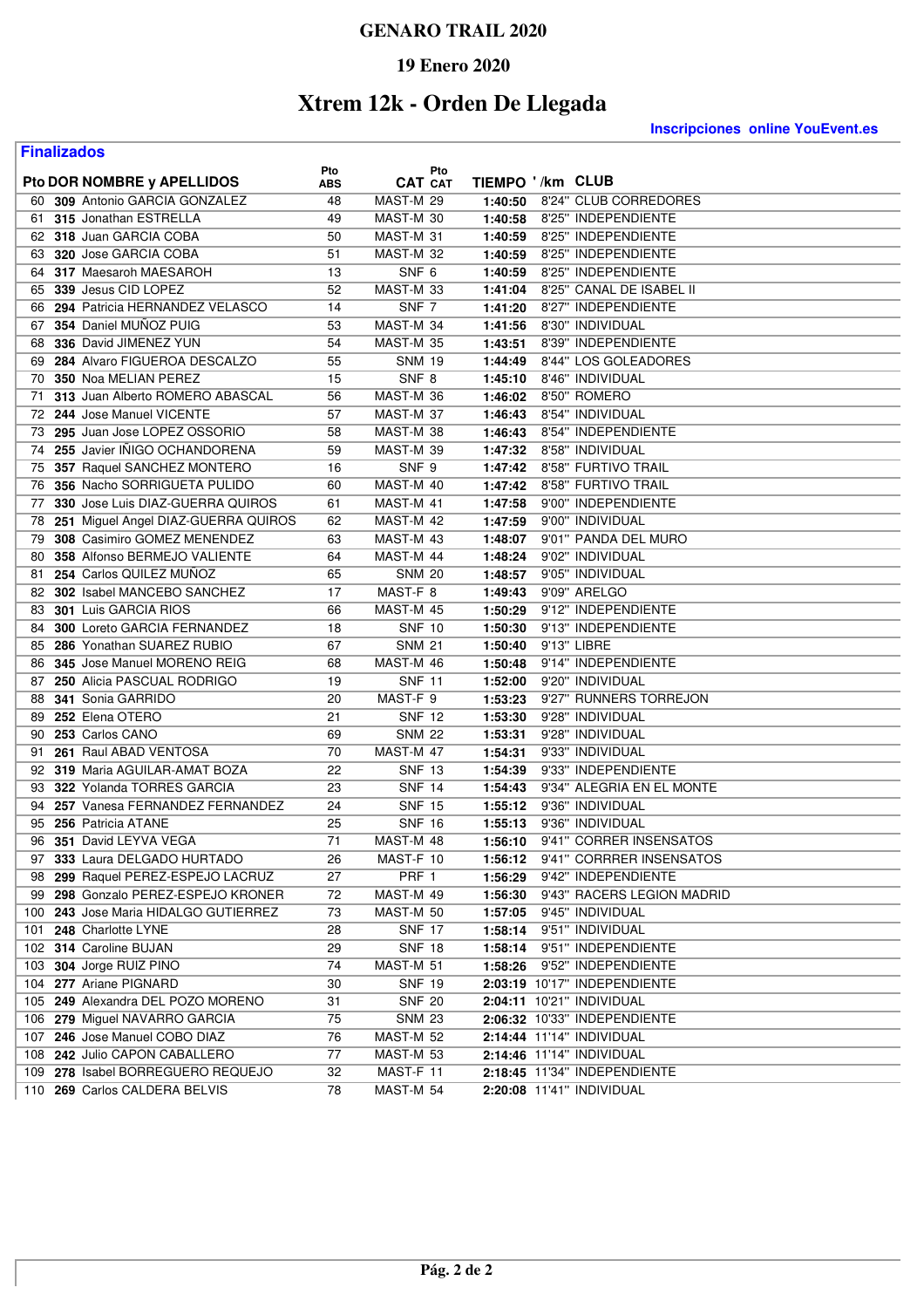# GENARO TRAIL 2020

## 19 Enero 2020

# Xtrem 12k - Orden De Llegada

**Inscripciones online YouEvent.es**

### Finalizados

| Pto | DOR | NOMBRE y APELLIDOS | Pto ABS | CAT | Pto CAT | TIEMPO | ' /km | CLUB |
|---|---|---|---|---|---|---|---|---|
| 60 | **309** | Antonio GARCIA GONZALEZ | 48 | MAST-M | 29 | **1:40:50** | 8'24'' | CLUB CORREDORES |
| 61 | **315** | Jonathan ESTRELLA | 49 | MAST-M | 30 | **1:40:58** | 8'25'' | INDEPENDIENTE |
| 62 | **318** | Juan GARCIA COBA | 50 | MAST-M | 31 | **1:40:59** | 8'25'' | INDEPENDIENTE |
| 63 | **320** | Jose GARCIA COBA | 51 | MAST-M | 32 | **1:40:59** | 8'25'' | INDEPENDIENTE |
| 64 | **317** | Maesaroh MAESAROH | 13 | SNF | 6 | **1:40:59** | 8'25'' | INDEPENDIENTE |
| 65 | **339** | Jesus CID LOPEZ | 52 | MAST-M | 33 | **1:41:04** | 8'25'' | CANAL DE ISABEL II |
| 66 | **294** | Patricia HERNANDEZ VELASCO | 14 | SNF | 7 | **1:41:20** | 8'27'' | INDEPENDIENTE |
| 67 | **354** | Daniel MUÑOZ PUIG | 53 | MAST-M | 34 | **1:41:56** | 8'30'' | INDIVIDUAL |
| 68 | **336** | David JIMENEZ YUN | 54 | MAST-M | 35 | **1:43:51** | 8'39'' | INDEPENDIENTE |
| 69 | **284** | Alvaro FIGUEROA DESCALZO | 55 | SNM | 19 | **1:44:49** | 8'44'' | LOS GOLEADORES |
| 70 | **350** | Noa MELIAN PEREZ | 15 | SNF | 8 | **1:45:10** | 8'46'' | INDIVIDUAL |
| 71 | **313** | Juan Alberto ROMERO ABASCAL | 56 | MAST-M | 36 | **1:46:02** | 8'50'' | ROMERO |
| 72 | **244** | Jose Manuel VICENTE | 57 | MAST-M | 37 | **1:46:43** | 8'54'' | INDIVIDUAL |
| 73 | **295** | Juan Jose LOPEZ OSSORIO | 58 | MAST-M | 38 | **1:46:43** | 8'54'' | INDEPENDIENTE |
| 74 | **255** | Javier IÑIGO OCHANDORENA | 59 | MAST-M | 39 | **1:47:32** | 8'58'' | INDIVIDUAL |
| 75 | **357** | Raquel SANCHEZ MONTERO | 16 | SNF | 9 | **1:47:42** | 8'58'' | FURTIVO TRAIL |
| 76 | **356** | Nacho SORRIGUETA PULIDO | 60 | MAST-M | 40 | **1:47:42** | 8'58'' | FURTIVO TRAIL |
| 77 | **330** | Jose Luis DIAZ-GUERRA QUIROS | 61 | MAST-M | 41 | **1:47:58** | 9'00'' | INDEPENDIENTE |
| 78 | **251** | Miguel Angel DIAZ-GUERRA QUIROS | 62 | MAST-M | 42 | **1:47:59** | 9'00'' | INDIVIDUAL |
| 79 | **308** | Casimiro GOMEZ MENENDEZ | 63 | MAST-M | 43 | **1:48:07** | 9'01'' | PANDA DEL MURO |
| 80 | **358** | Alfonso BERMEJO VALIENTE | 64 | MAST-M | 44 | **1:48:24** | 9'02'' | INDIVIDUAL |
| 81 | **254** | Carlos QUILEZ MUÑOZ | 65 | SNM | 20 | **1:48:57** | 9'05'' | INDIVIDUAL |
| 82 | **302** | Isabel MANCEBO SANCHEZ | 17 | MAST-F | 8 | **1:49:43** | 9'09'' | ARELGO |
| 83 | **301** | Luis GARCIA RIOS | 66 | MAST-M | 45 | **1:50:29** | 9'12'' | INDEPENDIENTE |
| 84 | **300** | Loreto GARCIA FERNANDEZ | 18 | SNF | 10 | **1:50:30** | 9'13'' | INDEPENDIENTE |
| 85 | **286** | Yonathan SUAREZ RUBIO | 67 | SNM | 21 | **1:50:40** | 9'13'' | LIBRE |
| 86 | **345** | Jose Manuel MORENO REIG | 68 | MAST-M | 46 | **1:50:48** | 9'14'' | INDEPENDIENTE |
| 87 | **250** | Alicia PASCUAL RODRIGO | 19 | SNF | 11 | **1:52:00** | 9'20'' | INDIVIDUAL |
| 88 | **341** | Sonia GARRIDO | 20 | MAST-F | 9 | **1:53:23** | 9'27'' | RUNNERS TORREJON |
| 89 | **252** | Elena OTERO | 21 | SNF | 12 | **1:53:30** | 9'28'' | INDIVIDUAL |
| 90 | **253** | Carlos CANO | 69 | SNM | 22 | **1:53:31** | 9'28'' | INDIVIDUAL |
| 91 | **261** | Raul ABAD VENTOSA | 70 | MAST-M | 47 | **1:54:31** | 9'33'' | INDIVIDUAL |
| 92 | **319** | Maria AGUILAR-AMAT BOZA | 22 | SNF | 13 | **1:54:39** | 9'33'' | INDEPENDIENTE |
| 93 | **322** | Yolanda TORRES GARCIA | 23 | SNF | 14 | **1:54:43** | 9'34'' | ALEGRIA EN EL MONTE |
| 94 | **257** | Vanesa FERNANDEZ FERNANDEZ | 24 | SNF | 15 | **1:55:12** | 9'36'' | INDIVIDUAL |
| 95 | **256** | Patricia ATANE | 25 | SNF | 16 | **1:55:13** | 9'36'' | INDIVIDUAL |
| 96 | **351** | David LEYVA VEGA | 71 | MAST-M | 48 | **1:56:10** | 9'41'' | CORRER INSENSATOS |
| 97 | **333** | Laura DELGADO HURTADO | 26 | MAST-F | 10 | **1:56:12** | 9'41'' | CORRRER INSENSATOS |
| 98 | **299** | Raquel PEREZ-ESPEJO LACRUZ | 27 | PRF | 1 | **1:56:29** | 9'42'' | INDEPENDIENTE |
| 99 | **298** | Gonzalo PEREZ-ESPEJO KRONER | 72 | MAST-M | 49 | **1:56:30** | 9'43'' | RACERS LEGION MADRID |
| 100 | **243** | Jose Maria HIDALGO GUTIERREZ | 73 | MAST-M | 50 | **1:57:05** | 9'45'' | INDIVIDUAL |
| 101 | **248** | Charlotte LYNE | 28 | SNF | 17 | **1:58:14** | 9'51'' | INDIVIDUAL |
| 102 | **314** | Caroline BUJAN | 29 | SNF | 18 | **1:58:14** | 9'51'' | INDEPENDIENTE |
| 103 | **304** | Jorge RUIZ PINO | 74 | MAST-M | 51 | **1:58:26** | 9'52'' | INDEPENDIENTE |
| 104 | **277** | Ariane PIGNARD | 30 | SNF | 19 | **2:03:19** | 10'17'' | INDEPENDIENTE |
| 105 | **249** | Alexandra DEL POZO MORENO | 31 | SNF | 20 | **2:04:11** | 10'21'' | INDIVIDUAL |
| 106 | **279** | Miguel NAVARRO GARCIA | 75 | SNM | 23 | **2:06:32** | 10'33'' | INDEPENDIENTE |
| 107 | **246** | Jose Manuel COBO DIAZ | 76 | MAST-M | 52 | **2:14:44** | 11'14'' | INDIVIDUAL |
| 108 | **242** | Julio CAPON CABALLERO | 77 | MAST-M | 53 | **2:14:46** | 11'14'' | INDIVIDUAL |
| 109 | **278** | Isabel BORREGUERO REQUEJO | 32 | MAST-F | 11 | **2:18:45** | 11'34'' | INDEPENDIENTE |
| 110 | **269** | Carlos CALDERA BELVIS | 78 | MAST-M | 54 | **2:20:08** | 11'41'' | INDIVIDUAL |